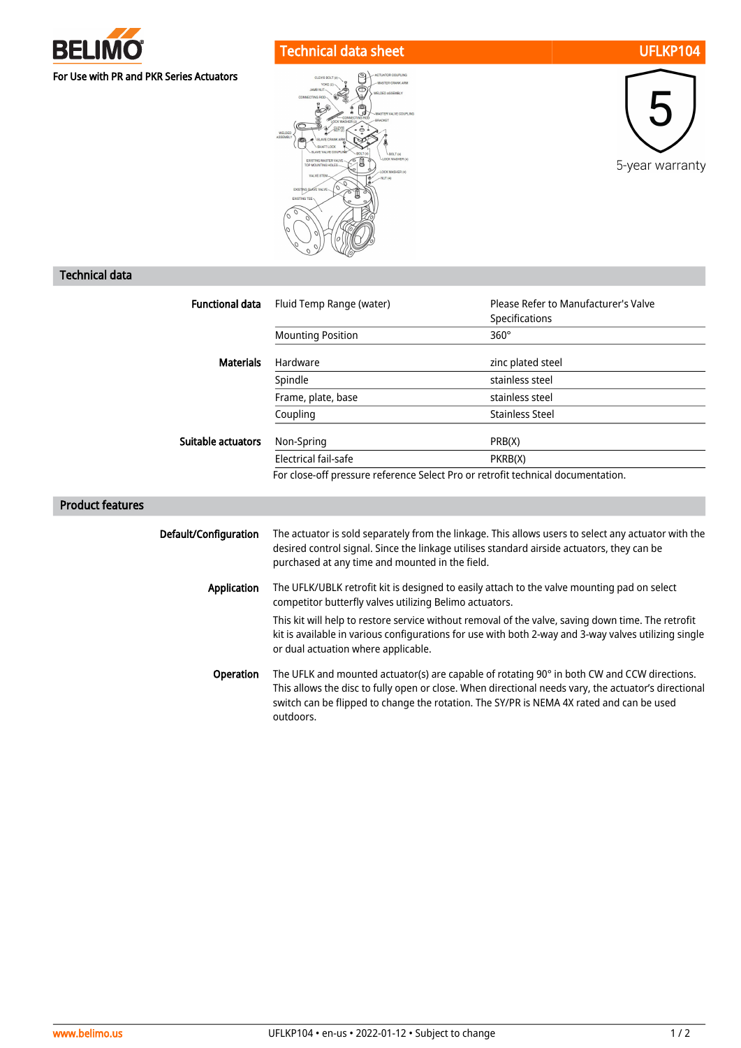BELIMO

For Use with PR and PKR Series Actuators

# Technical data sheet UFLKP104

5-year warranty

## Technical data

| | | |
|---|---|---|
| **Functional data** | Fluid Temp Range (water) | Please Refer to Manufacturer's Valve Specifications |
| | Mounting Position | 360° |
| **Materials** | Hardware | zinc plated steel |
| | Spindle | stainless steel |
| | Frame, plate, base | stainless steel |
| | Coupling | Stainless Steel |
| **Suitable actuators** | Non-Spring | PRB(X) |
| | Electrical fail-safe | PKRB(X) |

For close-off pressure reference Select Pro or retrofit technical documentation.

## Product features

**Default/Configuration**

The actuator is sold separately from the linkage. This allows users to select any actuator with the desired control signal. Since the linkage utilises standard airside actuators, they can be purchased at any time and mounted in the field.

**Application**

The UFLK/UBLK retrofit kit is designed to easily attach to the valve mounting pad on select competitor butterfly valves utilizing Belimo actuators.

This kit will help to restore service without removal of the valve, saving down time. The retrofit kit is available in various configurations for use with both 2-way and 3-way valves utilizing single or dual actuation where applicable.

**Operation**

The UFLK and mounted actuator(s) are capable of rotating 90° in both CW and CCW directions. This allows the disc to fully open or close. When directional needs vary, the actuator's directional switch can be flipped to change the rotation. The SY/PR is NEMA 4X rated and can be used outdoors.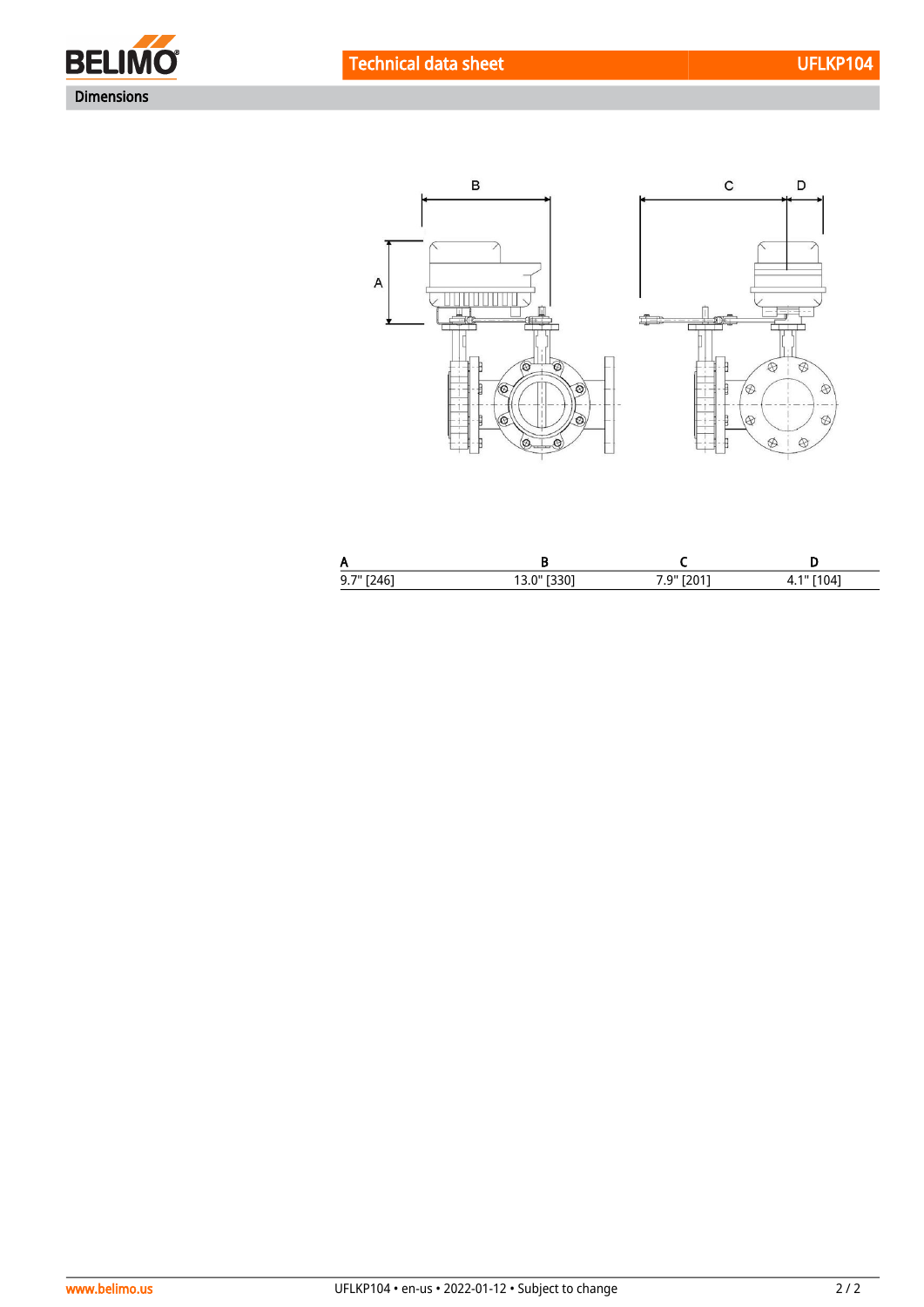## Dimensions

A

B

C

D

| A | B | C | D |
|---|---|---|---|
| 9.7" [246] | 13.0" [330] | 7.9" [201] | 4.1" [104] |